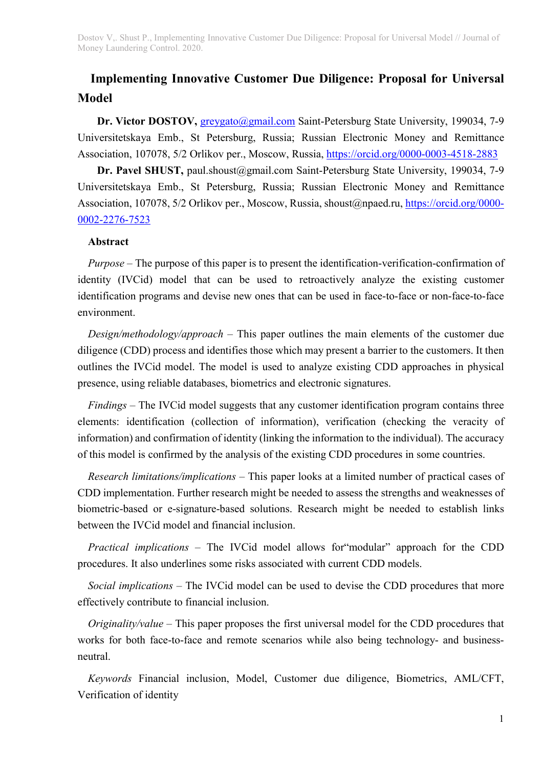# Implementing Innovative Customer Due Diligence: Proposal for Universal Model

**Dr. Victor DOSTOV,** greygato@gmail.com Saint-Petersburg State University, 199034, 7-9 Universitetskaya Emb., St Petersburg, Russia; Russian Electronic Money and Remittance Association, 107078, 5/2 Orlikov per., Moscow, Russia, https://orcid.org/0000-0003-4518-2883

**Dr. Pavel SHUST,** paul.shoust@gmail.com Saint-Petersburg State University, 199034, 7-9 Universitetskaya Emb., St Petersburg, Russia; Russian Electronic Money and Remittance Association, 107078, 5/2 Orlikov per., Moscow, Russia, shoust@npaed.ru, https://orcid.org/0000-0002-2276-7523

**Abstract**

*Purpose* – The purpose of this paper is to present the identification-verification-confirmation of identity (IVCid) model that can be used to retroactively analyze the existing customer identification programs and devise new ones that can be used in face-to-face or non-face-to-face environment.

*Design/methodology/approach* – This paper outlines the main elements of the customer due diligence (CDD) process and identifies those which may present a barrier to the customers. It then outlines the IVCid model. The model is used to analyze existing CDD approaches in physical presence, using reliable databases, biometrics and electronic signatures.

*Findings* – The IVCid model suggests that any customer identification program contains three elements: identification (collection of information), verification (checking the veracity of information) and confirmation of identity (linking the information to the individual). The accuracy of this model is confirmed by the analysis of the existing CDD procedures in some countries.

*Research limitations/implications* – This paper looks at a limited number of practical cases of CDD implementation. Further research might be needed to assess the strengths and weaknesses of biometric-based or e-signature-based solutions. Research might be needed to establish links between the IVCid model and financial inclusion.

*Practical implications* – The IVCid model allows for“modular” approach for the CDD procedures. It also underlines some risks associated with current CDD models.

*Social implications* – The IVCid model can be used to devise the CDD procedures that more effectively contribute to financial inclusion.

*Originality/value* – This paper proposes the first universal model for the CDD procedures that works for both face-to-face and remote scenarios while also being technology- and business-neutral.

*Keywords* Financial inclusion, Model, Customer due diligence, Biometrics, AML/CFT, Verification of identity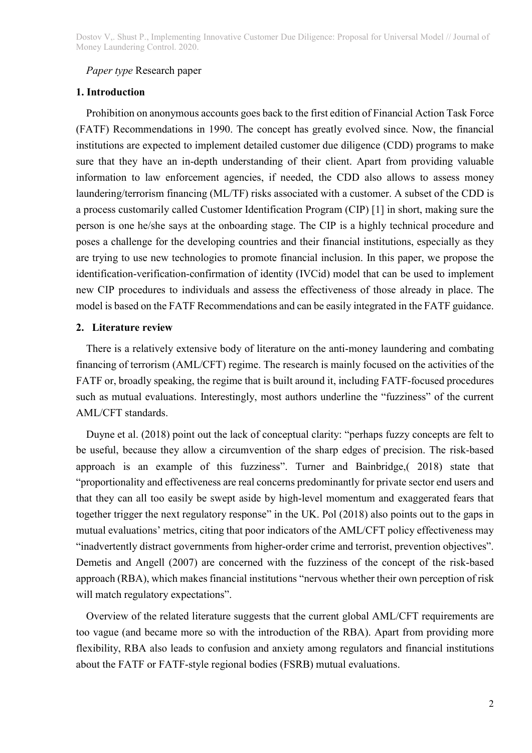*Paper type* Research paper

## 1. Introduction

Prohibition on anonymous accounts goes back to the first edition of Financial Action Task Force (FATF) Recommendations in 1990. The concept has greatly evolved since. Now, the financial institutions are expected to implement detailed customer due diligence (CDD) programs to make sure that they have an in-depth understanding of their client. Apart from providing valuable information to law enforcement agencies, if needed, the CDD also allows to assess money laundering/terrorism financing (ML/TF) risks associated with a customer. A subset of the CDD is a process customarily called Customer Identification Program (CIP) [1] in short, making sure the person is one he/she says at the onboarding stage. The CIP is a highly technical procedure and poses a challenge for the developing countries and their financial institutions, especially as they are trying to use new technologies to promote financial inclusion. In this paper, we propose the identification-verification-confirmation of identity (IVCid) model that can be used to implement new CIP procedures to individuals and assess the effectiveness of those already in place. The model is based on the FATF Recommendations and can be easily integrated in the FATF guidance.

## 2. Literature review

There is a relatively extensive body of literature on the anti-money laundering and combating financing of terrorism (AML/CFT) regime. The research is mainly focused on the activities of the FATF or, broadly speaking, the regime that is built around it, including FATF-focused procedures such as mutual evaluations. Interestingly, most authors underline the "fuzziness" of the current AML/CFT standards.

Duyne et al. (2018) point out the lack of conceptual clarity: "perhaps fuzzy concepts are felt to be useful, because they allow a circumvention of the sharp edges of precision. The risk-based approach is an example of this fuzziness". Turner and Bainbridge,( 2018) state that "proportionality and effectiveness are real concerns predominantly for private sector end users and that they can all too easily be swept aside by high-level momentum and exaggerated fears that together trigger the next regulatory response" in the UK. Pol (2018) also points out to the gaps in mutual evaluations' metrics, citing that poor indicators of the AML/CFT policy effectiveness may "inadvertently distract governments from higher-order crime and terrorist, prevention objectives". Demetis and Angell (2007) are concerned with the fuzziness of the concept of the risk-based approach (RBA), which makes financial institutions "nervous whether their own perception of risk will match regulatory expectations".

Overview of the related literature suggests that the current global AML/CFT requirements are too vague (and became more so with the introduction of the RBA). Apart from providing more flexibility, RBA also leads to confusion and anxiety among regulators and financial institutions about the FATF or FATF-style regional bodies (FSRB) mutual evaluations.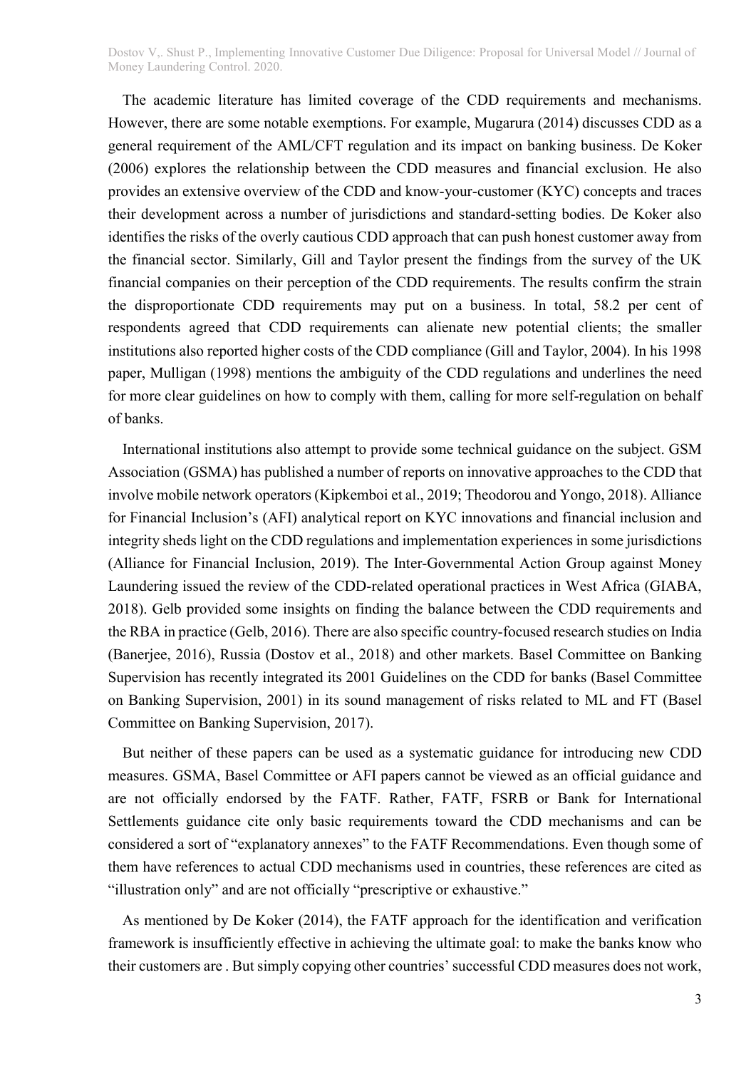The academic literature has limited coverage of the CDD requirements and mechanisms. However, there are some notable exemptions. For example, Mugarura (2014) discusses CDD as a general requirement of the AML/CFT regulation and its impact on banking business. De Koker (2006) explores the relationship between the CDD measures and financial exclusion. He also provides an extensive overview of the CDD and know-your-customer (KYC) concepts and traces their development across a number of jurisdictions and standard-setting bodies. De Koker also identifies the risks of the overly cautious CDD approach that can push honest customer away from the financial sector. Similarly, Gill and Taylor present the findings from the survey of the UK financial companies on their perception of the CDD requirements. The results confirm the strain the disproportionate CDD requirements may put on a business. In total, 58.2 per cent of respondents agreed that CDD requirements can alienate new potential clients; the smaller institutions also reported higher costs of the CDD compliance (Gill and Taylor, 2004). In his 1998 paper, Mulligan (1998) mentions the ambiguity of the CDD regulations and underlines the need for more clear guidelines on how to comply with them, calling for more self-regulation on behalf of banks.

International institutions also attempt to provide some technical guidance on the subject. GSM Association (GSMA) has published a number of reports on innovative approaches to the CDD that involve mobile network operators (Kipkemboi et al., 2019; Theodorou and Yongo, 2018). Alliance for Financial Inclusion's (AFI) analytical report on KYC innovations and financial inclusion and integrity sheds light on the CDD regulations and implementation experiences in some jurisdictions (Alliance for Financial Inclusion, 2019). The Inter-Governmental Action Group against Money Laundering issued the review of the CDD-related operational practices in West Africa (GIABA, 2018). Gelb provided some insights on finding the balance between the CDD requirements and the RBA in practice (Gelb, 2016). There are also specific country-focused research studies on India (Banerjee, 2016), Russia (Dostov et al., 2018) and other markets. Basel Committee on Banking Supervision has recently integrated its 2001 Guidelines on the CDD for banks (Basel Committee on Banking Supervision, 2001) in its sound management of risks related to ML and FT (Basel Committee on Banking Supervision, 2017).

But neither of these papers can be used as a systematic guidance for introducing new CDD measures. GSMA, Basel Committee or AFI papers cannot be viewed as an official guidance and are not officially endorsed by the FATF. Rather, FATF, FSRB or Bank for International Settlements guidance cite only basic requirements toward the CDD mechanisms and can be considered a sort of "explanatory annexes" to the FATF Recommendations. Even though some of them have references to actual CDD mechanisms used in countries, these references are cited as "illustration only" and are not officially "prescriptive or exhaustive."

As mentioned by De Koker (2014), the FATF approach for the identification and verification framework is insufficiently effective in achieving the ultimate goal: to make the banks know who their customers are . But simply copying other countries' successful CDD measures does not work,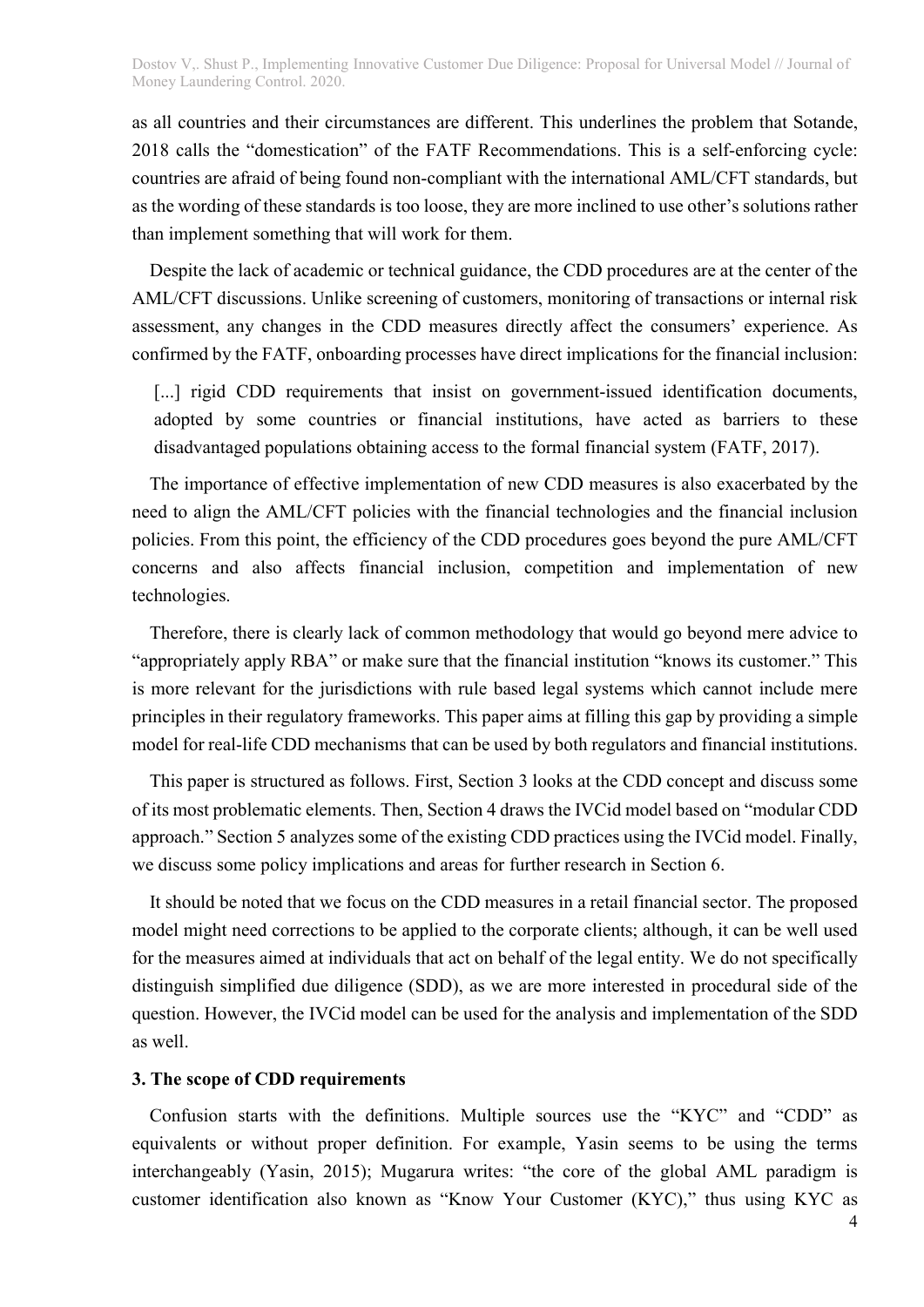as all countries and their circumstances are different. This underlines the problem that Sotande, 2018 calls the "domestication" of the FATF Recommendations. This is a self-enforcing cycle: countries are afraid of being found non-compliant with the international AML/CFT standards, but as the wording of these standards is too loose, they are more inclined to use other's solutions rather than implement something that will work for them.

Despite the lack of academic or technical guidance, the CDD procedures are at the center of the AML/CFT discussions. Unlike screening of customers, monitoring of transactions or internal risk assessment, any changes in the CDD measures directly affect the consumers' experience. As confirmed by the FATF, onboarding processes have direct implications for the financial inclusion:

> [...] rigid CDD requirements that insist on government-issued identification documents, adopted by some countries or financial institutions, have acted as barriers to these disadvantaged populations obtaining access to the formal financial system (FATF, 2017).

The importance of effective implementation of new CDD measures is also exacerbated by the need to align the AML/CFT policies with the financial technologies and the financial inclusion policies. From this point, the efficiency of the CDD procedures goes beyond the pure AML/CFT concerns and also affects financial inclusion, competition and implementation of new technologies.

Therefore, there is clearly lack of common methodology that would go beyond mere advice to "appropriately apply RBA" or make sure that the financial institution "knows its customer." This is more relevant for the jurisdictions with rule based legal systems which cannot include mere principles in their regulatory frameworks. This paper aims at filling this gap by providing a simple model for real-life CDD mechanisms that can be used by both regulators and financial institutions.

This paper is structured as follows. First, Section 3 looks at the CDD concept and discuss some of its most problematic elements. Then, Section 4 draws the IVCid model based on "modular CDD approach." Section 5 analyzes some of the existing CDD practices using the IVCid model. Finally, we discuss some policy implications and areas for further research in Section 6.

It should be noted that we focus on the CDD measures in a retail financial sector. The proposed model might need corrections to be applied to the corporate clients; although, it can be well used for the measures aimed at individuals that act on behalf of the legal entity. We do not specifically distinguish simplified due diligence (SDD), as we are more interested in procedural side of the question. However, the IVCid model can be used for the analysis and implementation of the SDD as well.

## 3. The scope of CDD requirements

Confusion starts with the definitions. Multiple sources use the "KYC" and "CDD" as equivalents or without proper definition. For example, Yasin seems to be using the terms interchangeably (Yasin, 2015); Mugarura writes: "the core of the global AML paradigm is customer identification also known as "Know Your Customer (KYC)," thus using KYC as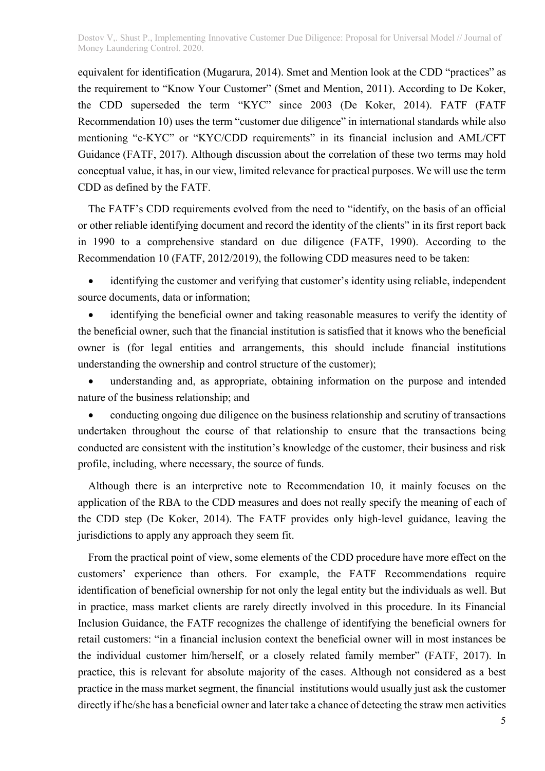equivalent for identification (Mugarura, 2014). Smet and Mention look at the CDD "practices" as the requirement to "Know Your Customer" (Smet and Mention, 2011). According to De Koker, the CDD superseded the term "KYC" since 2003 (De Koker, 2014). FATF (FATF Recommendation 10) uses the term "customer due diligence" in international standards while also mentioning "e-KYC" or "KYC/CDD requirements" in its financial inclusion and AML/CFT Guidance (FATF, 2017). Although discussion about the correlation of these two terms may hold conceptual value, it has, in our view, limited relevance for practical purposes. We will use the term CDD as defined by the FATF.

The FATF's CDD requirements evolved from the need to "identify, on the basis of an official or other reliable identifying document and record the identity of the clients" in its first report back in 1990 to a comprehensive standard on due diligence (FATF, 1990). According to the Recommendation 10 (FATF, 2012/2019), the following CDD measures need to be taken:

- identifying the customer and verifying that customer's identity using reliable, independent source documents, data or information;
- identifying the beneficial owner and taking reasonable measures to verify the identity of the beneficial owner, such that the financial institution is satisfied that it knows who the beneficial owner is (for legal entities and arrangements, this should include financial institutions understanding the ownership and control structure of the customer);
- understanding and, as appropriate, obtaining information on the purpose and intended nature of the business relationship; and
- conducting ongoing due diligence on the business relationship and scrutiny of transactions undertaken throughout the course of that relationship to ensure that the transactions being conducted are consistent with the institution's knowledge of the customer, their business and risk profile, including, where necessary, the source of funds.

Although there is an interpretive note to Recommendation 10, it mainly focuses on the application of the RBA to the CDD measures and does not really specify the meaning of each of the CDD step (De Koker, 2014). The FATF provides only high-level guidance, leaving the jurisdictions to apply any approach they seem fit.

From the practical point of view, some elements of the CDD procedure have more effect on the customers' experience than others. For example, the FATF Recommendations require identification of beneficial ownership for not only the legal entity but the individuals as well. But in practice, mass market clients are rarely directly involved in this procedure. In its Financial Inclusion Guidance, the FATF recognizes the challenge of identifying the beneficial owners for retail customers: "in a financial inclusion context the beneficial owner will in most instances be the individual customer him/herself, or a closely related family member" (FATF, 2017). In practice, this is relevant for absolute majority of the cases. Although not considered as a best practice in the mass market segment, the financial institutions would usually just ask the customer directly if he/she has a beneficial owner and later take a chance of detecting the straw men activities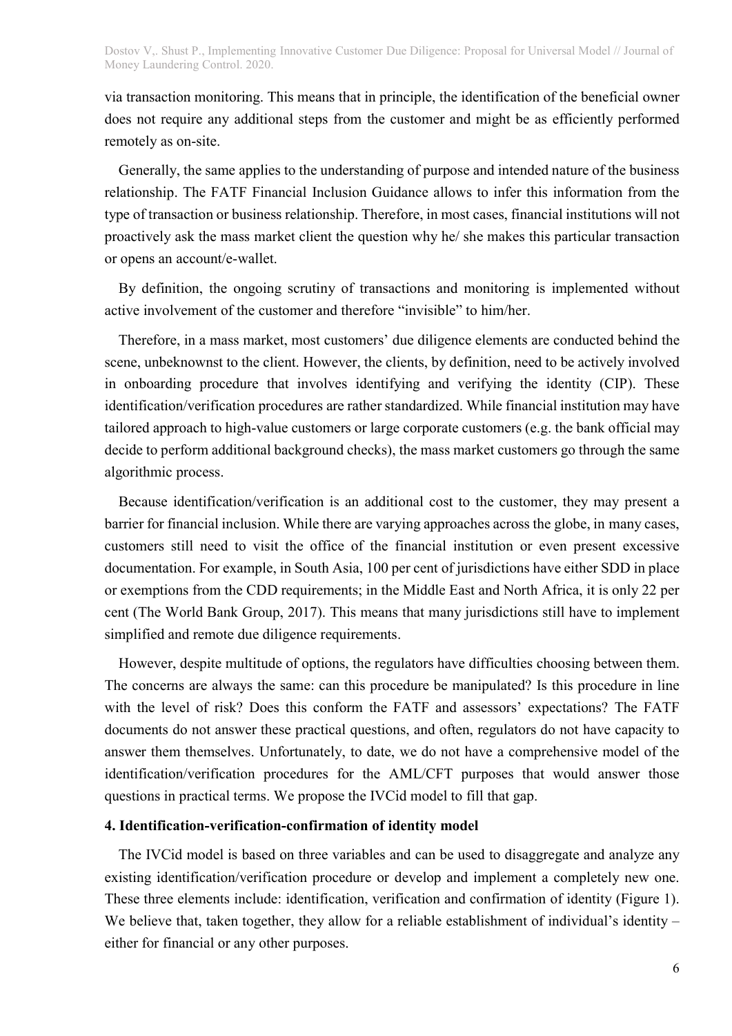via transaction monitoring. This means that in principle, the identification of the beneficial owner does not require any additional steps from the customer and might be as efficiently performed remotely as on-site.

Generally, the same applies to the understanding of purpose and intended nature of the business relationship. The FATF Financial Inclusion Guidance allows to infer this information from the type of transaction or business relationship. Therefore, in most cases, financial institutions will not proactively ask the mass market client the question why he/ she makes this particular transaction or opens an account/e-wallet.

By definition, the ongoing scrutiny of transactions and monitoring is implemented without active involvement of the customer and therefore "invisible" to him/her.

Therefore, in a mass market, most customers' due diligence elements are conducted behind the scene, unbeknownst to the client. However, the clients, by definition, need to be actively involved in onboarding procedure that involves identifying and verifying the identity (CIP). These identification/verification procedures are rather standardized. While financial institution may have tailored approach to high-value customers or large corporate customers (e.g. the bank official may decide to perform additional background checks), the mass market customers go through the same algorithmic process.

Because identification/verification is an additional cost to the customer, they may present a barrier for financial inclusion. While there are varying approaches across the globe, in many cases, customers still need to visit the office of the financial institution or even present excessive documentation. For example, in South Asia, 100 per cent of jurisdictions have either SDD in place or exemptions from the CDD requirements; in the Middle East and North Africa, it is only 22 per cent (The World Bank Group, 2017). This means that many jurisdictions still have to implement simplified and remote due diligence requirements.

However, despite multitude of options, the regulators have difficulties choosing between them. The concerns are always the same: can this procedure be manipulated? Is this procedure in line with the level of risk? Does this conform the FATF and assessors' expectations? The FATF documents do not answer these practical questions, and often, regulators do not have capacity to answer them themselves. Unfortunately, to date, we do not have a comprehensive model of the identification/verification procedures for the AML/CFT purposes that would answer those questions in practical terms. We propose the IVCid model to fill that gap.

## 4. Identification-verification-confirmation of identity model

The IVCid model is based on three variables and can be used to disaggregate and analyze any existing identification/verification procedure or develop and implement a completely new one. These three elements include: identification, verification and confirmation of identity (Figure 1). We believe that, taken together, they allow for a reliable establishment of individual's identity – either for financial or any other purposes.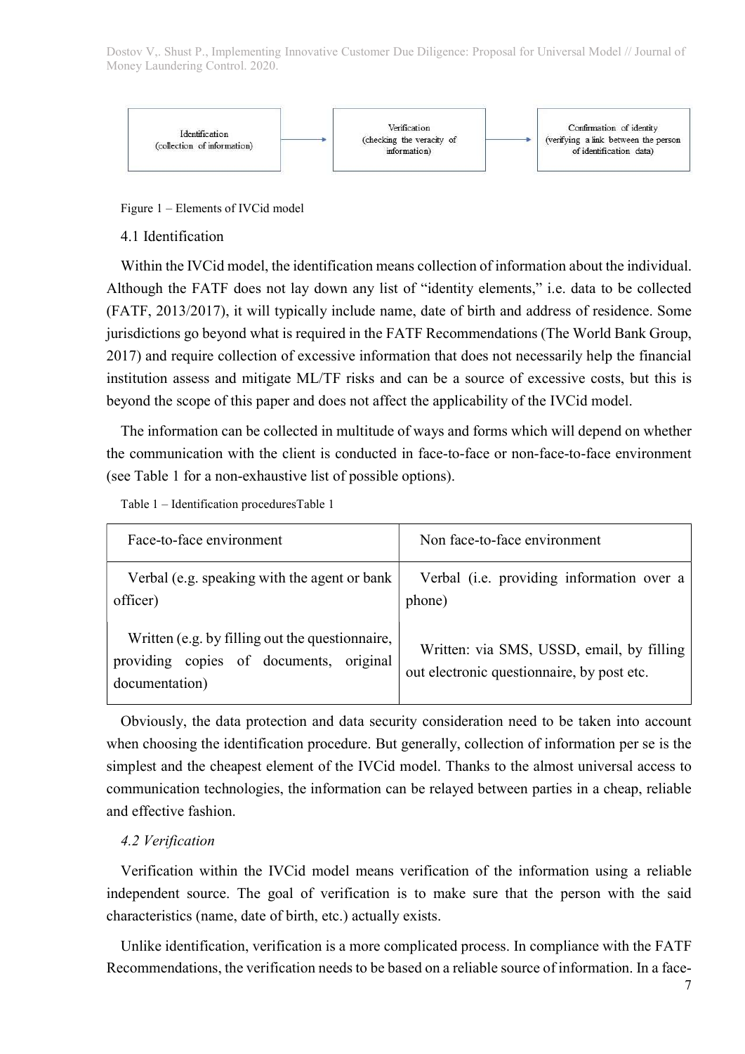Identification (collection of information) → Verification (checking the veracity of information) → Confirmation of identity (verifying a link between the person of identification data)

Figure 1 – Elements of IVCid model

### 4.1 Identification

Within the IVCid model, the identification means collection of information about the individual. Although the FATF does not lay down any list of "identity elements," i.e. data to be collected (FATF, 2013/2017), it will typically include name, date of birth and address of residence. Some jurisdictions go beyond what is required in the FATF Recommendations (The World Bank Group, 2017) and require collection of excessive information that does not necessarily help the financial institution assess and mitigate ML/TF risks and can be a source of excessive costs, but this is beyond the scope of this paper and does not affect the applicability of the IVCid model.

The information can be collected in multitude of ways and forms which will depend on whether the communication with the client is conducted in face-to-face or non-face-to-face environment (see Table 1 for a non-exhaustive list of possible options).

Table 1 – Identification proceduresTable 1

| Face-to-face environment | Non face-to-face environment |
|---|---|
| Verbal (e.g. speaking with the agent or bank officer) | Verbal (i.e. providing information over a phone) |
| Written (e.g. by filling out the questionnaire, providing copies of documents, original documentation) | Written: via SMS, USSD, email, by filling out electronic questionnaire, by post etc. |

Obviously, the data protection and data security consideration need to be taken into account when choosing the identification procedure. But generally, collection of information per se is the simplest and the cheapest element of the IVCid model. Thanks to the almost universal access to communication technologies, the information can be relayed between parties in a cheap, reliable and effective fashion.

### *4.2 Verification*

Verification within the IVCid model means verification of the information using a reliable independent source. The goal of verification is to make sure that the person with the said characteristics (name, date of birth, etc.) actually exists.

Unlike identification, verification is a more complicated process. In compliance with the FATF Recommendations, the verification needs to be based on a reliable source of information. In a face-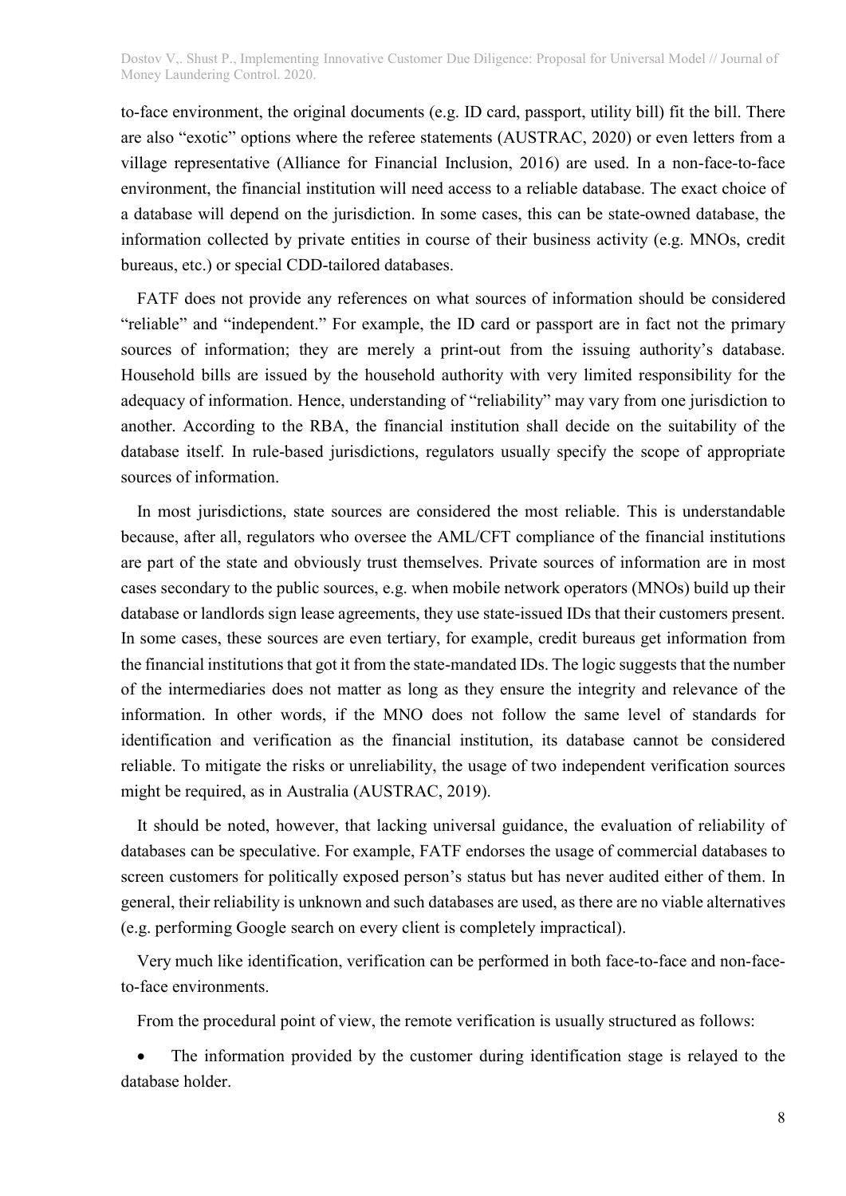to-face environment, the original documents (e.g. ID card, passport, utility bill) fit the bill. There are also "exotic" options where the referee statements (AUSTRAC, 2020) or even letters from a village representative (Alliance for Financial Inclusion, 2016) are used. In a non-face-to-face environment, the financial institution will need access to a reliable database. The exact choice of a database will depend on the jurisdiction. In some cases, this can be state-owned database, the information collected by private entities in course of their business activity (e.g. MNOs, credit bureaus, etc.) or special CDD-tailored databases.

FATF does not provide any references on what sources of information should be considered "reliable" and "independent." For example, the ID card or passport are in fact not the primary sources of information; they are merely a print-out from the issuing authority's database. Household bills are issued by the household authority with very limited responsibility for the adequacy of information. Hence, understanding of "reliability" may vary from one jurisdiction to another. According to the RBA, the financial institution shall decide on the suitability of the database itself. In rule-based jurisdictions, regulators usually specify the scope of appropriate sources of information.

In most jurisdictions, state sources are considered the most reliable. This is understandable because, after all, regulators who oversee the AML/CFT compliance of the financial institutions are part of the state and obviously trust themselves. Private sources of information are in most cases secondary to the public sources, e.g. when mobile network operators (MNOs) build up their database or landlords sign lease agreements, they use state-issued IDs that their customers present. In some cases, these sources are even tertiary, for example, credit bureaus get information from the financial institutions that got it from the state-mandated IDs. The logic suggests that the number of the intermediaries does not matter as long as they ensure the integrity and relevance of the information. In other words, if the MNO does not follow the same level of standards for identification and verification as the financial institution, its database cannot be considered reliable. To mitigate the risks or unreliability, the usage of two independent verification sources might be required, as in Australia (AUSTRAC, 2019).

It should be noted, however, that lacking universal guidance, the evaluation of reliability of databases can be speculative. For example, FATF endorses the usage of commercial databases to screen customers for politically exposed person's status but has never audited either of them. In general, their reliability is unknown and such databases are used, as there are no viable alternatives (e.g. performing Google search on every client is completely impractical).

Very much like identification, verification can be performed in both face-to-face and non-face-to-face environments.

From the procedural point of view, the remote verification is usually structured as follows:

- The information provided by the customer during identification stage is relayed to the database holder.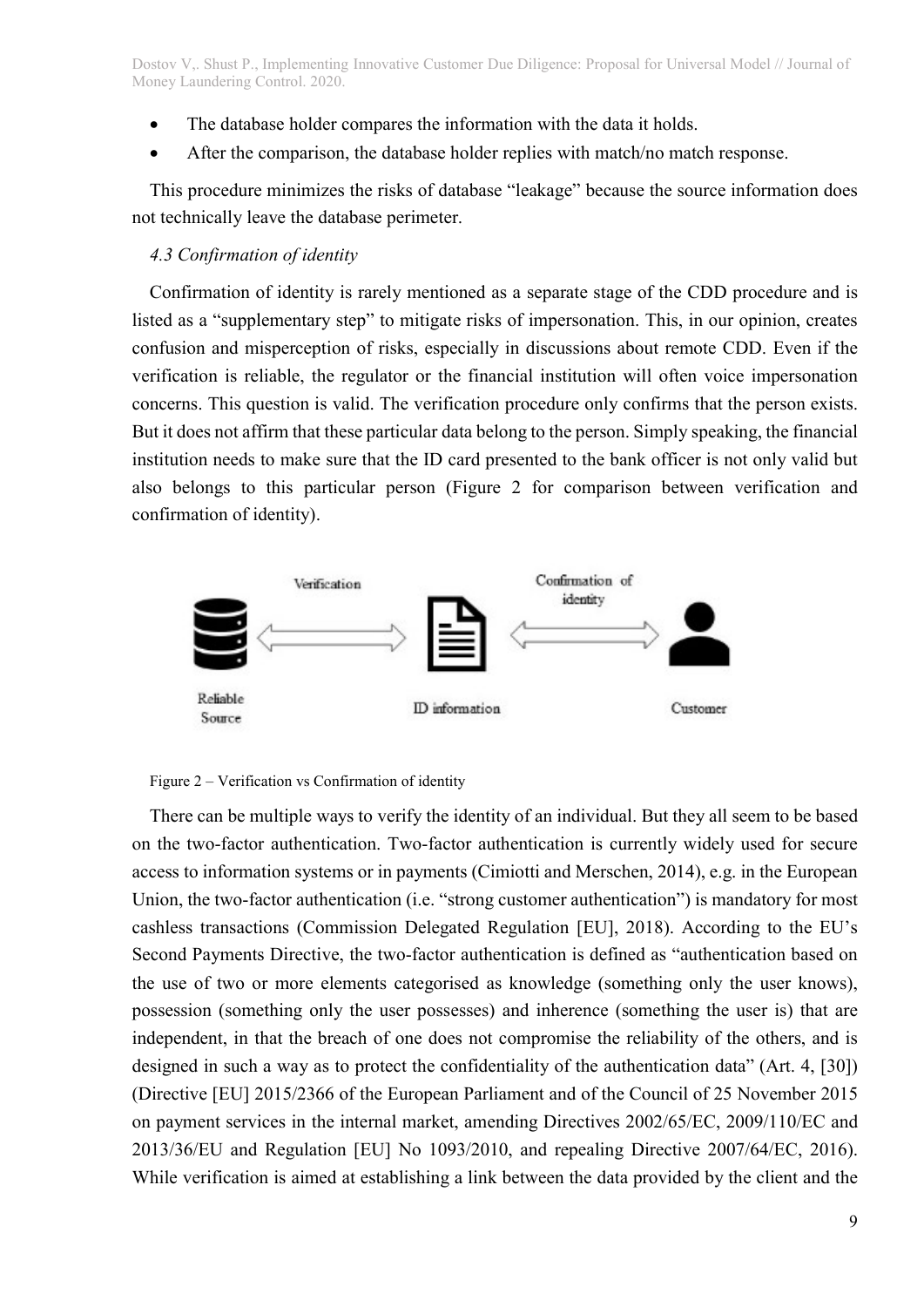- The database holder compares the information with the data it holds.
- After the comparison, the database holder replies with match/no match response.

This procedure minimizes the risks of database "leakage" because the source information does not technically leave the database perimeter.

### *4.3 Confirmation of identity*

Confirmation of identity is rarely mentioned as a separate stage of the CDD procedure and is listed as a "supplementary step" to mitigate risks of impersonation. This, in our opinion, creates confusion and misperception of risks, especially in discussions about remote CDD. Even if the verification is reliable, the regulator or the financial institution will often voice impersonation concerns. This question is valid. The verification procedure only confirms that the person exists. But it does not affirm that these particular data belong to the person. Simply speaking, the financial institution needs to make sure that the ID card presented to the bank officer is not only valid but also belongs to this particular person (Figure 2 for comparison between verification and confirmation of identity).

Reliable Source — Verification — ID information — Confirmation of identity — Customer

Figure 2 – Verification vs Confirmation of identity

There can be multiple ways to verify the identity of an individual. But they all seem to be based on the two-factor authentication. Two-factor authentication is currently widely used for secure access to information systems or in payments (Cimiotti and Merschen, 2014), e.g. in the European Union, the two-factor authentication (i.e. "strong customer authentication") is mandatory for most cashless transactions (Commission Delegated Regulation [EU], 2018). According to the EU's Second Payments Directive, the two-factor authentication is defined as "authentication based on the use of two or more elements categorised as knowledge (something only the user knows), possession (something only the user possesses) and inherence (something the user is) that are independent, in that the breach of one does not compromise the reliability of the others, and is designed in such a way as to protect the confidentiality of the authentication data" (Art. 4, [30]) (Directive [EU] 2015/2366 of the European Parliament and of the Council of 25 November 2015 on payment services in the internal market, amending Directives 2002/65/EC, 2009/110/EC and 2013/36/EU and Regulation [EU] No 1093/2010, and repealing Directive 2007/64/EC, 2016). While verification is aimed at establishing a link between the data provided by the client and the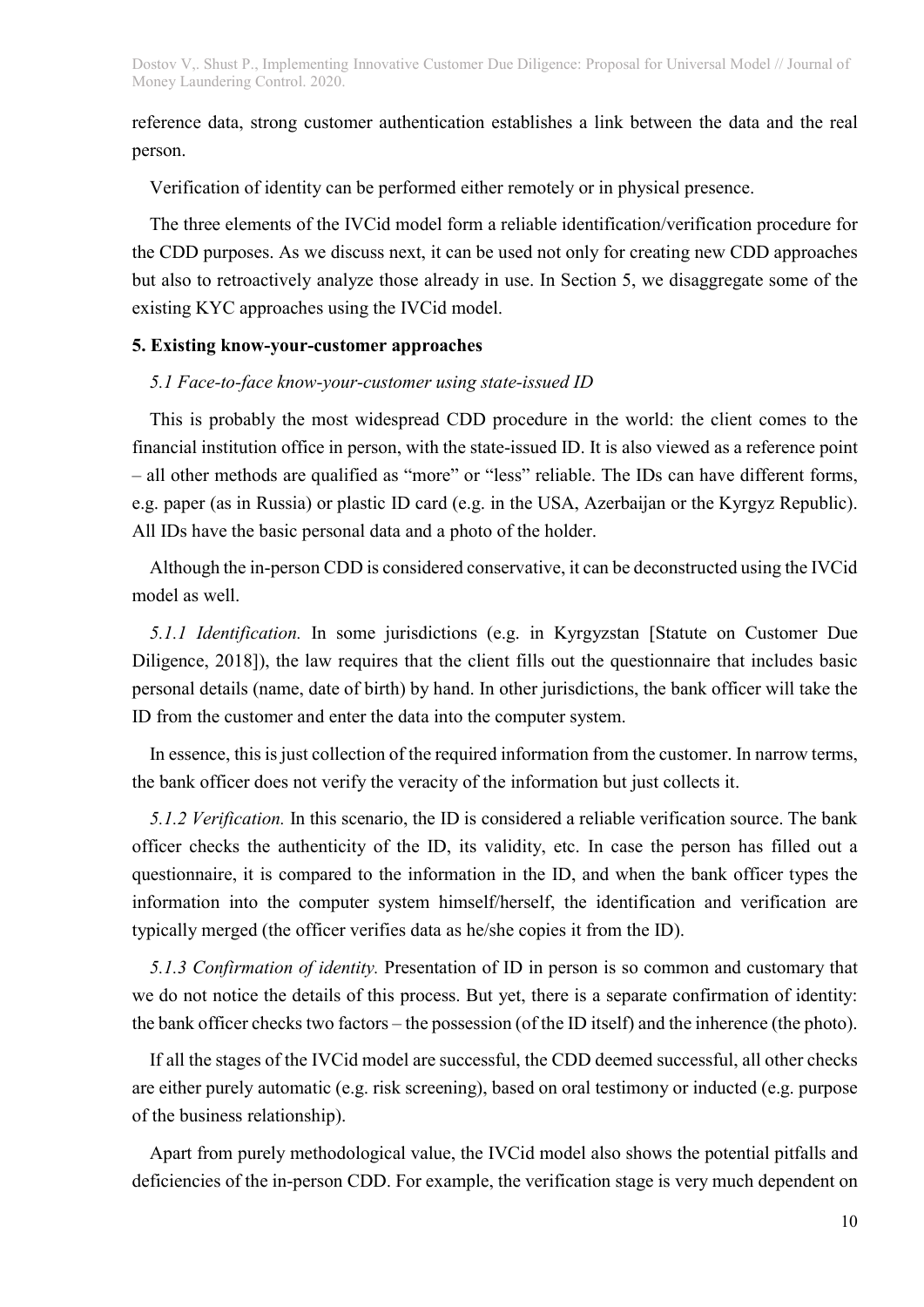reference data, strong customer authentication establishes a link between the data and the real person.

Verification of identity can be performed either remotely or in physical presence.

The three elements of the IVCid model form a reliable identification/verification procedure for the CDD purposes. As we discuss next, it can be used not only for creating new CDD approaches but also to retroactively analyze those already in use. In Section 5, we disaggregate some of the existing KYC approaches using the IVCid model.

## 5. Existing know-your-customer approaches

### *5.1 Face-to-face know-your-customer using state-issued ID*

This is probably the most widespread CDD procedure in the world: the client comes to the financial institution office in person, with the state-issued ID. It is also viewed as a reference point – all other methods are qualified as "more" or "less" reliable. The IDs can have different forms, e.g. paper (as in Russia) or plastic ID card (e.g. in the USA, Azerbaijan or the Kyrgyz Republic). All IDs have the basic personal data and a photo of the holder.

Although the in-person CDD is considered conservative, it can be deconstructed using the IVCid model as well.

*5.1.1 Identification.* In some jurisdictions (e.g. in Kyrgyzstan [Statute on Customer Due Diligence, 2018]), the law requires that the client fills out the questionnaire that includes basic personal details (name, date of birth) by hand. In other jurisdictions, the bank officer will take the ID from the customer and enter the data into the computer system.

In essence, this is just collection of the required information from the customer. In narrow terms, the bank officer does not verify the veracity of the information but just collects it.

*5.1.2 Verification.* In this scenario, the ID is considered a reliable verification source. The bank officer checks the authenticity of the ID, its validity, etc. In case the person has filled out a questionnaire, it is compared to the information in the ID, and when the bank officer types the information into the computer system himself/herself, the identification and verification are typically merged (the officer verifies data as he/she copies it from the ID).

*5.1.3 Confirmation of identity.* Presentation of ID in person is so common and customary that we do not notice the details of this process. But yet, there is a separate confirmation of identity: the bank officer checks two factors – the possession (of the ID itself) and the inherence (the photo).

If all the stages of the IVCid model are successful, the CDD deemed successful, all other checks are either purely automatic (e.g. risk screening), based on oral testimony or inducted (e.g. purpose of the business relationship).

Apart from purely methodological value, the IVCid model also shows the potential pitfalls and deficiencies of the in-person CDD. For example, the verification stage is very much dependent on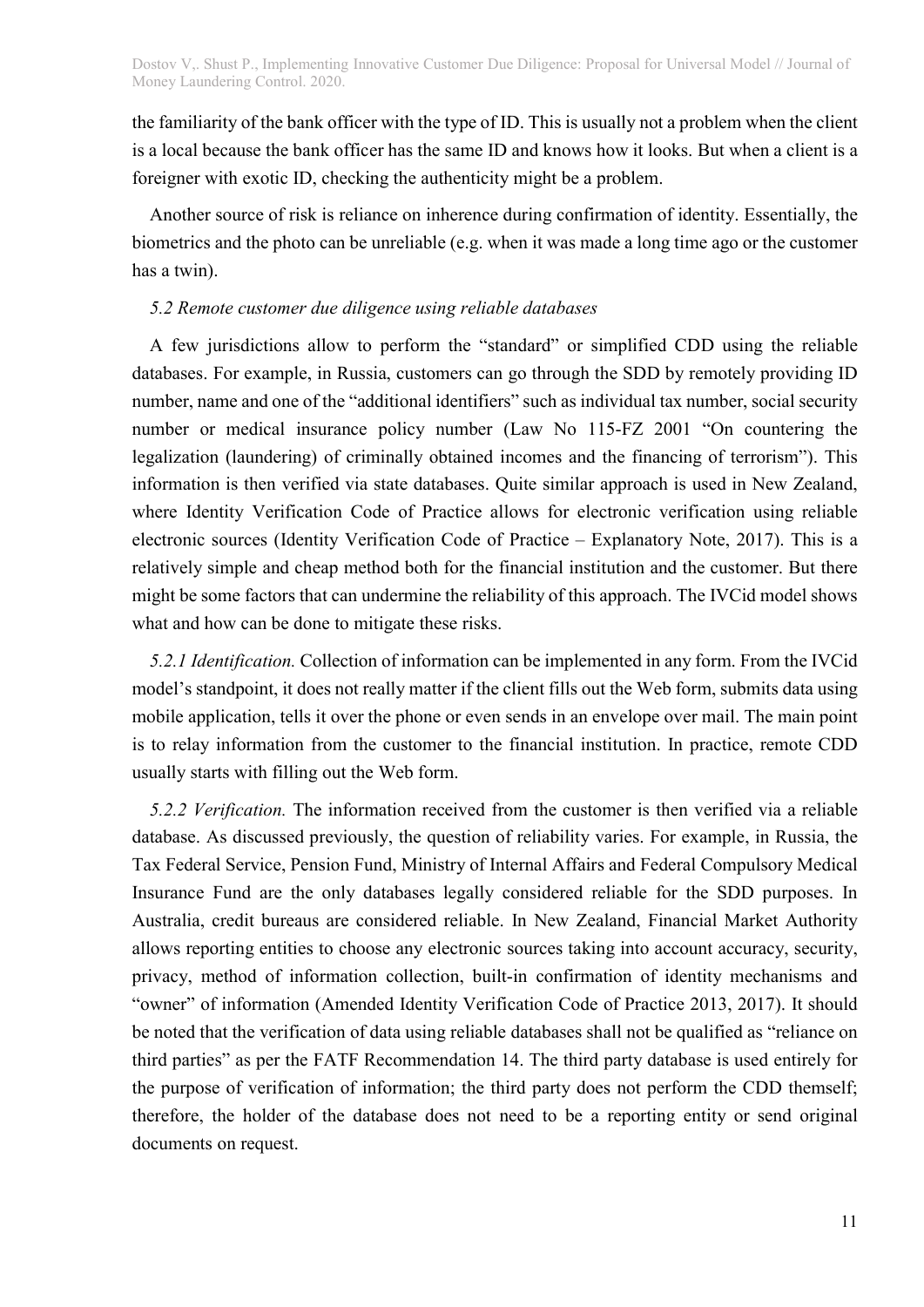the familiarity of the bank officer with the type of ID. This is usually not a problem when the client is a local because the bank officer has the same ID and knows how it looks. But when a client is a foreigner with exotic ID, checking the authenticity might be a problem.

Another source of risk is reliance on inherence during confirmation of identity. Essentially, the biometrics and the photo can be unreliable (e.g. when it was made a long time ago or the customer has a twin).

*5.2 Remote customer due diligence using reliable databases*

A few jurisdictions allow to perform the "standard" or simplified CDD using the reliable databases. For example, in Russia, customers can go through the SDD by remotely providing ID number, name and one of the "additional identifiers" such as individual tax number, social security number or medical insurance policy number (Law No 115-FZ 2001 "On countering the legalization (laundering) of criminally obtained incomes and the financing of terrorism"). This information is then verified via state databases. Quite similar approach is used in New Zealand, where Identity Verification Code of Practice allows for electronic verification using reliable electronic sources (Identity Verification Code of Practice – Explanatory Note, 2017). This is a relatively simple and cheap method both for the financial institution and the customer. But there might be some factors that can undermine the reliability of this approach. The IVCid model shows what and how can be done to mitigate these risks.

*5.2.1 Identification.* Collection of information can be implemented in any form. From the IVCid model's standpoint, it does not really matter if the client fills out the Web form, submits data using mobile application, tells it over the phone or even sends in an envelope over mail. The main point is to relay information from the customer to the financial institution. In practice, remote CDD usually starts with filling out the Web form.

*5.2.2 Verification.* The information received from the customer is then verified via a reliable database. As discussed previously, the question of reliability varies. For example, in Russia, the Tax Federal Service, Pension Fund, Ministry of Internal Affairs and Federal Compulsory Medical Insurance Fund are the only databases legally considered reliable for the SDD purposes. In Australia, credit bureaus are considered reliable. In New Zealand, Financial Market Authority allows reporting entities to choose any electronic sources taking into account accuracy, security, privacy, method of information collection, built-in confirmation of identity mechanisms and "owner" of information (Amended Identity Verification Code of Practice 2013, 2017). It should be noted that the verification of data using reliable databases shall not be qualified as "reliance on third parties" as per the FATF Recommendation 14. The third party database is used entirely for the purpose of verification of information; the third party does not perform the CDD themself; therefore, the holder of the database does not need to be a reporting entity or send original documents on request.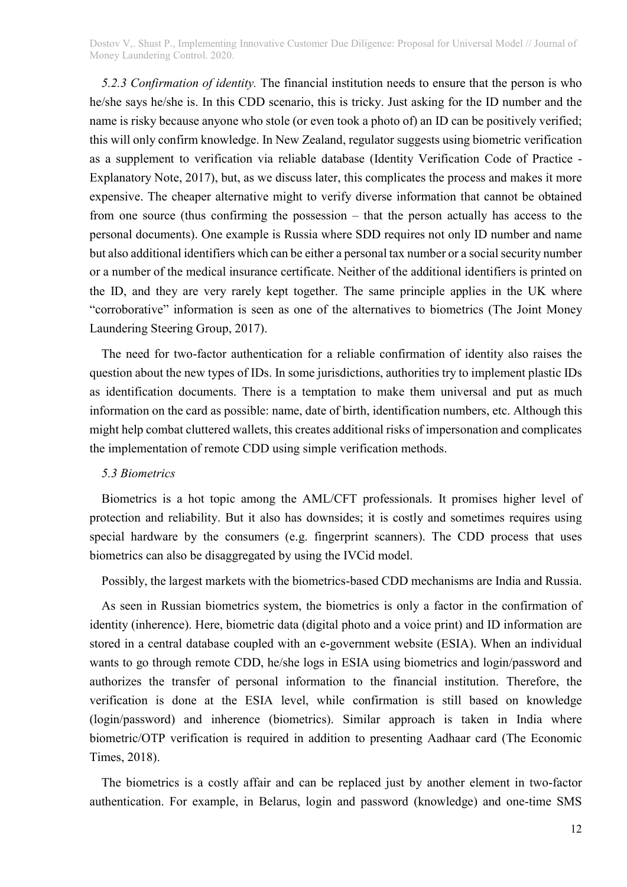*5.2.3 Confirmation of identity.* The financial institution needs to ensure that the person is who he/she says he/she is. In this CDD scenario, this is tricky. Just asking for the ID number and the name is risky because anyone who stole (or even took a photo of) an ID can be positively verified; this will only confirm knowledge. In New Zealand, regulator suggests using biometric verification as a supplement to verification via reliable database (Identity Verification Code of Practice - Explanatory Note, 2017), but, as we discuss later, this complicates the process and makes it more expensive. The cheaper alternative might to verify diverse information that cannot be obtained from one source (thus confirming the possession – that the person actually has access to the personal documents). One example is Russia where SDD requires not only ID number and name but also additional identifiers which can be either a personal tax number or a social security number or a number of the medical insurance certificate. Neither of the additional identifiers is printed on the ID, and they are very rarely kept together. The same principle applies in the UK where "corroborative" information is seen as one of the alternatives to biometrics (The Joint Money Laundering Steering Group, 2017).

The need for two-factor authentication for a reliable confirmation of identity also raises the question about the new types of IDs. In some jurisdictions, authorities try to implement plastic IDs as identification documents. There is a temptation to make them universal and put as much information on the card as possible: name, date of birth, identification numbers, etc. Although this might help combat cluttered wallets, this creates additional risks of impersonation and complicates the implementation of remote CDD using simple verification methods.

*5.3 Biometrics*

Biometrics is a hot topic among the AML/CFT professionals. It promises higher level of protection and reliability. But it also has downsides; it is costly and sometimes requires using special hardware by the consumers (e.g. fingerprint scanners). The CDD process that uses biometrics can also be disaggregated by using the IVCid model.

Possibly, the largest markets with the biometrics-based CDD mechanisms are India and Russia.

As seen in Russian biometrics system, the biometrics is only a factor in the confirmation of identity (inherence). Here, biometric data (digital photo and a voice print) and ID information are stored in a central database coupled with an e-government website (ESIA). When an individual wants to go through remote CDD, he/she logs in ESIA using biometrics and login/password and authorizes the transfer of personal information to the financial institution. Therefore, the verification is done at the ESIA level, while confirmation is still based on knowledge (login/password) and inherence (biometrics). Similar approach is taken in India where biometric/OTP verification is required in addition to presenting Aadhaar card (The Economic Times, 2018).

The biometrics is a costly affair and can be replaced just by another element in two-factor authentication. For example, in Belarus, login and password (knowledge) and one-time SMS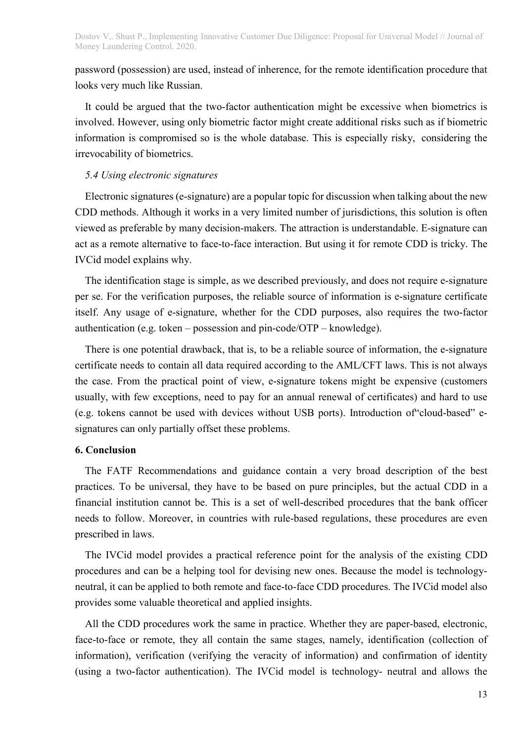password (possession) are used, instead of inherence, for the remote identification procedure that looks very much like Russian.

It could be argued that the two-factor authentication might be excessive when biometrics is involved. However, using only biometric factor might create additional risks such as if biometric information is compromised so is the whole database. This is especially risky, considering the irrevocability of biometrics.

### *5.4 Using electronic signatures*

Electronic signatures (e-signature) are a popular topic for discussion when talking about the new CDD methods. Although it works in a very limited number of jurisdictions, this solution is often viewed as preferable by many decision-makers. The attraction is understandable. E-signature can act as a remote alternative to face-to-face interaction. But using it for remote CDD is tricky. The IVCid model explains why.

The identification stage is simple, as we described previously, and does not require e-signature per se. For the verification purposes, the reliable source of information is e-signature certificate itself. Any usage of e-signature, whether for the CDD purposes, also requires the two-factor authentication (e.g. token – possession and pin-code/OTP – knowledge).

There is one potential drawback, that is, to be a reliable source of information, the e-signature certificate needs to contain all data required according to the AML/CFT laws. This is not always the case. From the practical point of view, e-signature tokens might be expensive (customers usually, with few exceptions, need to pay for an annual renewal of certificates) and hard to use (e.g. tokens cannot be used with devices without USB ports). Introduction of"cloud-based" e-signatures can only partially offset these problems.

## 6. Conclusion

The FATF Recommendations and guidance contain a very broad description of the best practices. To be universal, they have to be based on pure principles, but the actual CDD in a financial institution cannot be. This is a set of well-described procedures that the bank officer needs to follow. Moreover, in countries with rule-based regulations, these procedures are even prescribed in laws.

The IVCid model provides a practical reference point for the analysis of the existing CDD procedures and can be a helping tool for devising new ones. Because the model is technology-neutral, it can be applied to both remote and face-to-face CDD procedures. The IVCid model also provides some valuable theoretical and applied insights.

All the CDD procedures work the same in practice. Whether they are paper-based, electronic, face-to-face or remote, they all contain the same stages, namely, identification (collection of information), verification (verifying the veracity of information) and confirmation of identity (using a two-factor authentication). The IVCid model is technology- neutral and allows the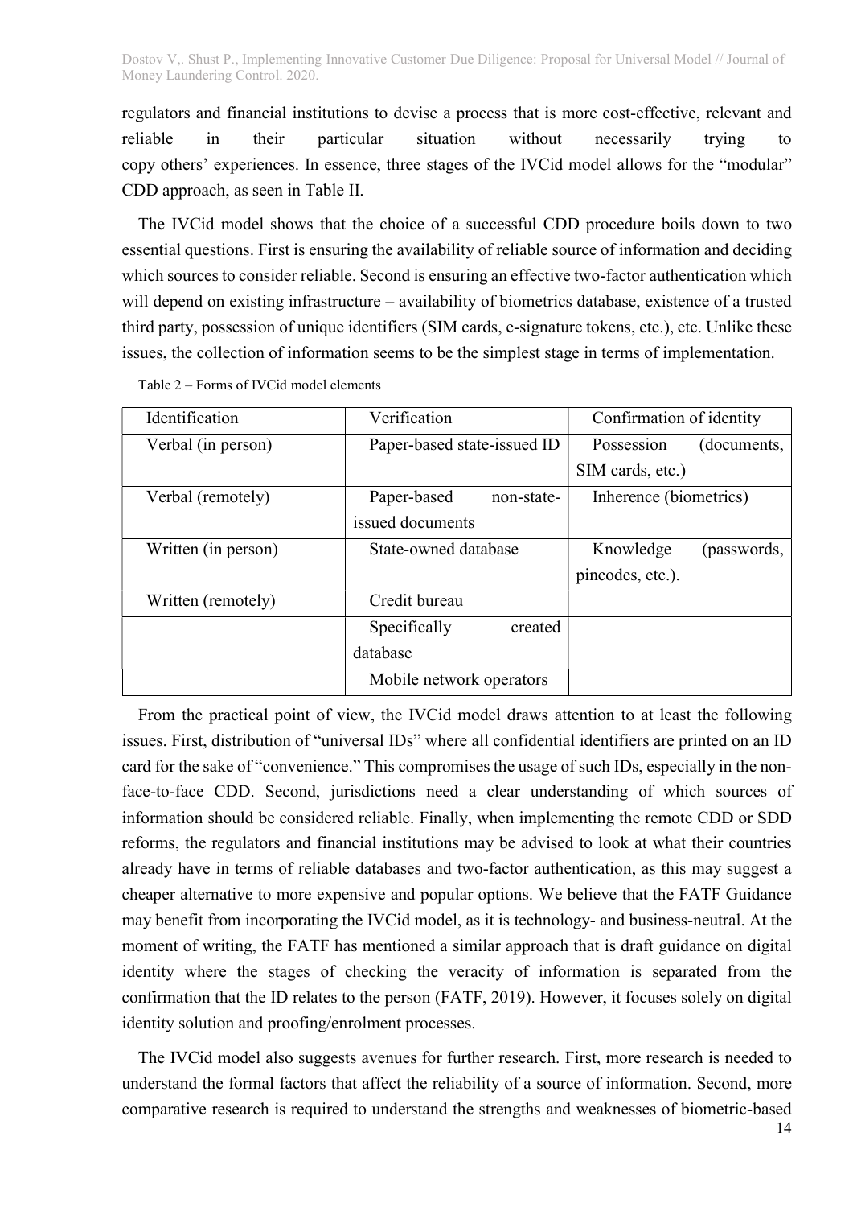regulators and financial institutions to devise a process that is more cost-effective, relevant and reliable in their particular situation without necessarily trying to copy others' experiences. In essence, three stages of the IVCid model allows for the "modular" CDD approach, as seen in Table II.

The IVCid model shows that the choice of a successful CDD procedure boils down to two essential questions. First is ensuring the availability of reliable source of information and deciding which sources to consider reliable. Second is ensuring an effective two-factor authentication which will depend on existing infrastructure – availability of biometrics database, existence of a trusted third party, possession of unique identifiers (SIM cards, e-signature tokens, etc.), etc. Unlike these issues, the collection of information seems to be the simplest stage in terms of implementation.

Table 2 – Forms of IVCid model elements

| Identification | Verification | Confirmation of identity |
|---|---|---|
| Verbal (in person) | Paper-based state-issued ID | Possession (documents, SIM cards, etc.) |
| Verbal (remotely) | Paper-based non-state-issued documents | Inherence (biometrics) |
| Written (in person) | State-owned database | Knowledge (passwords, pincodes, etc.). |
| Written (remotely) | Credit bureau | |
| | Specifically created database | |
| | Mobile network operators | |

From the practical point of view, the IVCid model draws attention to at least the following issues. First, distribution of "universal IDs" where all confidential identifiers are printed on an ID card for the sake of "convenience." This compromises the usage of such IDs, especially in the non-face-to-face CDD. Second, jurisdictions need a clear understanding of which sources of information should be considered reliable. Finally, when implementing the remote CDD or SDD reforms, the regulators and financial institutions may be advised to look at what their countries already have in terms of reliable databases and two-factor authentication, as this may suggest a cheaper alternative to more expensive and popular options. We believe that the FATF Guidance may benefit from incorporating the IVCid model, as it is technology- and business-neutral. At the moment of writing, the FATF has mentioned a similar approach that is draft guidance on digital identity where the stages of checking the veracity of information is separated from the confirmation that the ID relates to the person (FATF, 2019). However, it focuses solely on digital identity solution and proofing/enrolment processes.

The IVCid model also suggests avenues for further research. First, more research is needed to understand the formal factors that affect the reliability of a source of information. Second, more comparative research is required to understand the strengths and weaknesses of biometric-based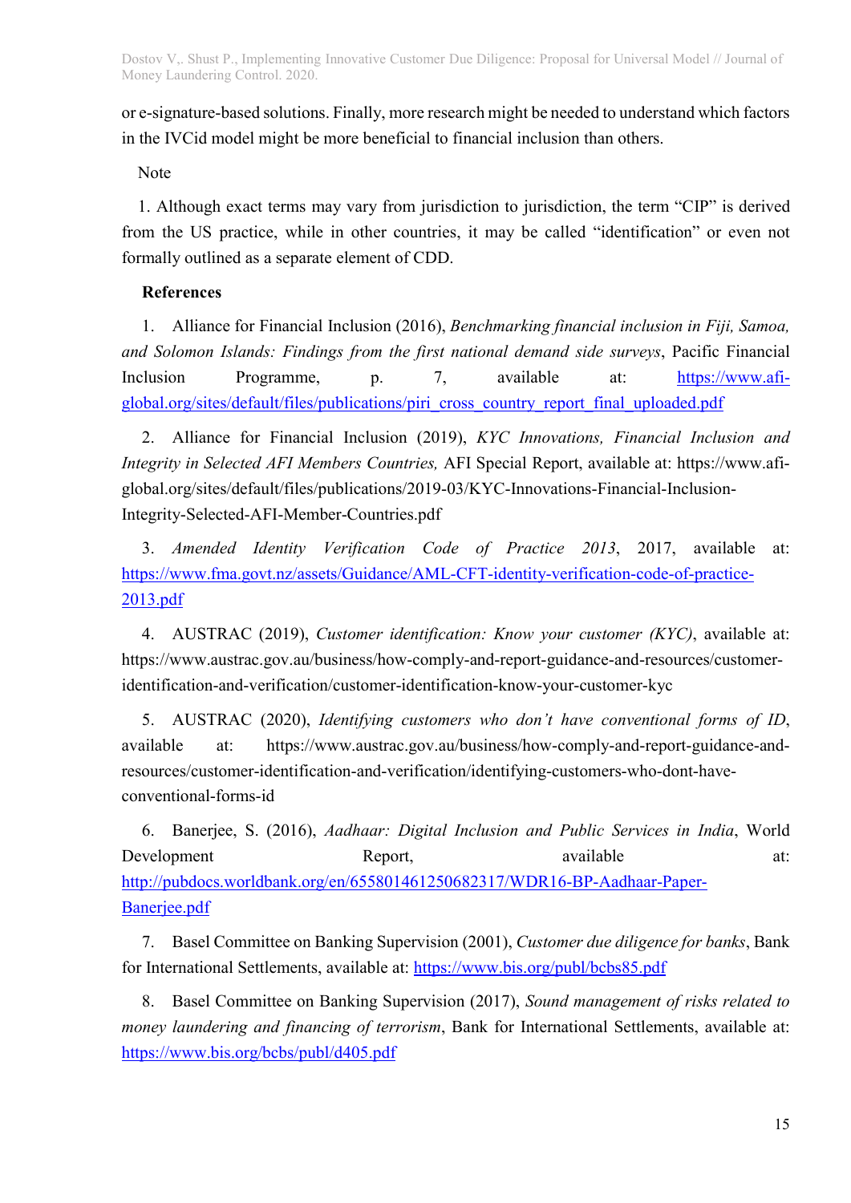or e-signature-based solutions. Finally, more research might be needed to understand which factors in the IVCid model might be more beneficial to financial inclusion than others.

Note

1. Although exact terms may vary from jurisdiction to jurisdiction, the term "CIP" is derived from the US practice, while in other countries, it may be called "identification" or even not formally outlined as a separate element of CDD.

**References**

1. Alliance for Financial Inclusion (2016), *Benchmarking financial inclusion in Fiji, Samoa, and Solomon Islands: Findings from the first national demand side surveys*, Pacific Financial Inclusion Programme, p. 7, available at: https://www.afi-global.org/sites/default/files/publications/piri_cross_country_report_final_uploaded.pdf

2. Alliance for Financial Inclusion (2019), *KYC Innovations, Financial Inclusion and Integrity in Selected AFI Members Countries,* AFI Special Report, available at: https://www.afi-global.org/sites/default/files/publications/2019-03/KYC-Innovations-Financial-Inclusion-Integrity-Selected-AFI-Member-Countries.pdf

3. *Amended Identity Verification Code of Practice 2013*, 2017, available at: https://www.fma.govt.nz/assets/Guidance/AML-CFT-identity-verification-code-of-practice-2013.pdf

4. AUSTRAC (2019), *Customer identification: Know your customer (KYC)*, available at: https://www.austrac.gov.au/business/how-comply-and-report-guidance-and-resources/customer-identification-and-verification/customer-identification-know-your-customer-kyc

5. AUSTRAC (2020), *Identifying customers who don't have conventional forms of ID*, available at: https://www.austrac.gov.au/business/how-comply-and-report-guidance-and-resources/customer-identification-and-verification/identifying-customers-who-dont-have-conventional-forms-id

6. Banerjee, S. (2016), *Aadhaar: Digital Inclusion and Public Services in India*, World Development Report, available at: http://pubdocs.worldbank.org/en/655801461250682317/WDR16-BP-Aadhaar-Paper-Banerjee.pdf

7. Basel Committee on Banking Supervision (2001), *Customer due diligence for banks*, Bank for International Settlements, available at: https://www.bis.org/publ/bcbs85.pdf

8. Basel Committee on Banking Supervision (2017), *Sound management of risks related to money laundering and financing of terrorism*, Bank for International Settlements, available at: https://www.bis.org/bcbs/publ/d405.pdf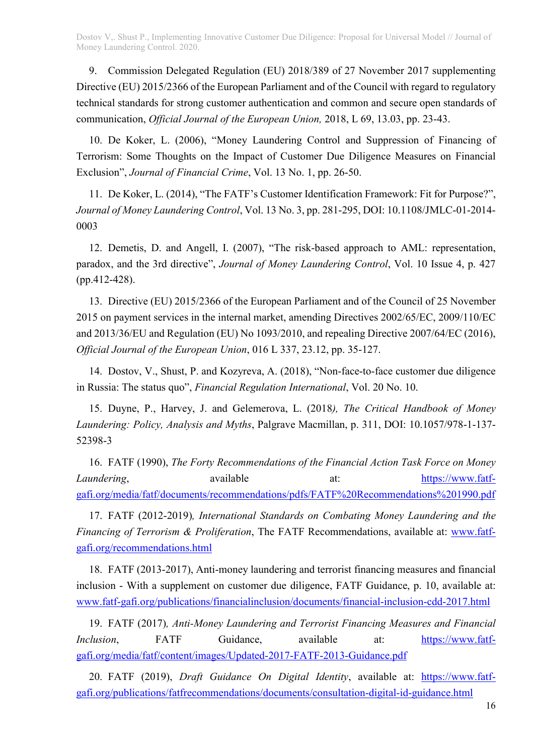9. Commission Delegated Regulation (EU) 2018/389 of 27 November 2017 supplementing Directive (EU) 2015/2366 of the European Parliament and of the Council with regard to regulatory technical standards for strong customer authentication and common and secure open standards of communication, *Official Journal of the European Union,* 2018, L 69, 13.03, pp. 23-43.

10. De Koker, L. (2006), "Money Laundering Control and Suppression of Financing of Terrorism: Some Thoughts on the Impact of Customer Due Diligence Measures on Financial Exclusion", *Journal of Financial Crime*, Vol. 13 No. 1, pp. 26-50.

11. De Koker, L. (2014), "The FATF's Customer Identification Framework: Fit for Purpose?", *Journal of Money Laundering Control*, Vol. 13 No. 3, pp. 281-295, DOI: 10.1108/JMLC-01-2014-0003

12. Demetis, D. and Angell, I. (2007), "The risk-based approach to AML: representation, paradox, and the 3rd directive", *Journal of Money Laundering Control*, Vol. 10 Issue 4, p. 427 (pp.412-428).

13. Directive (EU) 2015/2366 of the European Parliament and of the Council of 25 November 2015 on payment services in the internal market, amending Directives 2002/65/EC, 2009/110/EC and 2013/36/EU and Regulation (EU) No 1093/2010, and repealing Directive 2007/64/EC (2016), *Official Journal of the European Union*, 016 L 337, 23.12, pp. 35-127.

14. Dostov, V., Shust, P. and Kozyreva, A. (2018), "Non-face-to-face customer due diligence in Russia: The status quo", *Financial Regulation International*, Vol. 20 No. 10.

15. Duyne, P., Harvey, J. and Gelemerova, L. (2018*), The Critical Handbook of Money Laundering: Policy, Analysis and Myths*, Palgrave Macmillan, p. 311, DOI: 10.1057/978-1-137-52398-3

16. FATF (1990), *The Forty Recommendations of the Financial Action Task Force on Money Laundering*, available at: https://www.fatf-gafi.org/media/fatf/documents/recommendations/pdfs/FATF%20Recommendations%201990.pdf

17. FATF (2012-2019)*, International Standards on Combating Money Laundering and the Financing of Terrorism & Proliferation*, The FATF Recommendations, available at: www.fatf-gafi.org/recommendations.html

18. FATF (2013-2017), Anti-money laundering and terrorist financing measures and financial inclusion - With a supplement on customer due diligence, FATF Guidance, p. 10, available at: www.fatf-gafi.org/publications/financialinclusion/documents/financial-inclusion-cdd-2017.html

19. FATF (2017)*, Anti-Money Laundering and Terrorist Financing Measures and Financial Inclusion*, FATF Guidance, available at: https://www.fatf-gafi.org/media/fatf/content/images/Updated-2017-FATF-2013-Guidance.pdf

20. FATF (2019), *Draft Guidance On Digital Identity*, available at: https://www.fatf-gafi.org/publications/fatfrecommendations/documents/consultation-digital-id-guidance.html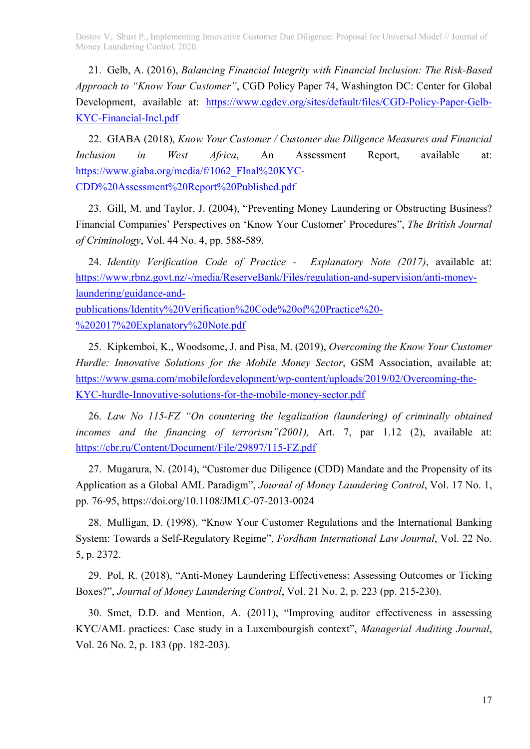21. Gelb, A. (2016), *Balancing Financial Integrity with Financial Inclusion: The Risk-Based Approach to "Know Your Customer"*, CGD Policy Paper 74, Washington DC: Center for Global Development, available at: https://www.cgdev.org/sites/default/files/CGD-Policy-Paper-Gelb-KYC-Financial-Incl.pdf

22. GIABA (2018), *Know Your Customer / Customer due Diligence Measures and Financial Inclusion in West Africa*, An Assessment Report, available at: https://www.giaba.org/media/f/1062_FInal%20KYC-CDD%20Assessment%20Report%20Published.pdf

23. Gill, M. and Taylor, J. (2004), "Preventing Money Laundering or Obstructing Business? Financial Companies' Perspectives on 'Know Your Customer' Procedures", *The British Journal of Criminology*, Vol. 44 No. 4, pp. 588-589.

24. *Identity Verification Code of Practice - Explanatory Note (2017)*, available at: https://www.rbnz.govt.nz/-/media/ReserveBank/Files/regulation-and-supervision/anti-money-laundering/guidance-and-publications/Identity%20Verification%20Code%20of%20Practice%20-%202017%20Explanatory%20Note.pdf

25. Kipkemboi, K., Woodsome, J. and Pisa, M. (2019), *Overcoming the Know Your Customer Hurdle: Innovative Solutions for the Mobile Money Sector*, GSM Association, available at: https://www.gsma.com/mobilefordevelopment/wp-content/uploads/2019/02/Overcoming-the-KYC-hurdle-Innovative-solutions-for-the-mobile-money-sector.pdf

26. *Law No 115-FZ "On countering the legalization (laundering) of criminally obtained incomes and the financing of terrorism"(2001),* Art. 7, par 1.12 (2), available at: https://cbr.ru/Content/Document/File/29897/115-FZ.pdf

27. Mugarura, N. (2014), "Customer due Diligence (CDD) Mandate and the Propensity of its Application as a Global AML Paradigm", *Journal of Money Laundering Control*, Vol. 17 No. 1, pp. 76-95, https://doi.org/10.1108/JMLC-07-2013-0024

28. Mulligan, D. (1998), "Know Your Customer Regulations and the International Banking System: Towards a Self-Regulatory Regime", *Fordham International Law Journal*, Vol. 22 No. 5, p. 2372.

29. Pol, R. (2018), "Anti-Money Laundering Effectiveness: Assessing Outcomes or Ticking Boxes?", *Journal of Money Laundering Control*, Vol. 21 No. 2, p. 223 (pp. 215-230).

30. Smet, D.D. and Mention, A. (2011), "Improving auditor effectiveness in assessing KYC/AML practices: Case study in a Luxembourgish context", *Managerial Auditing Journal*, Vol. 26 No. 2, p. 183 (pp. 182-203).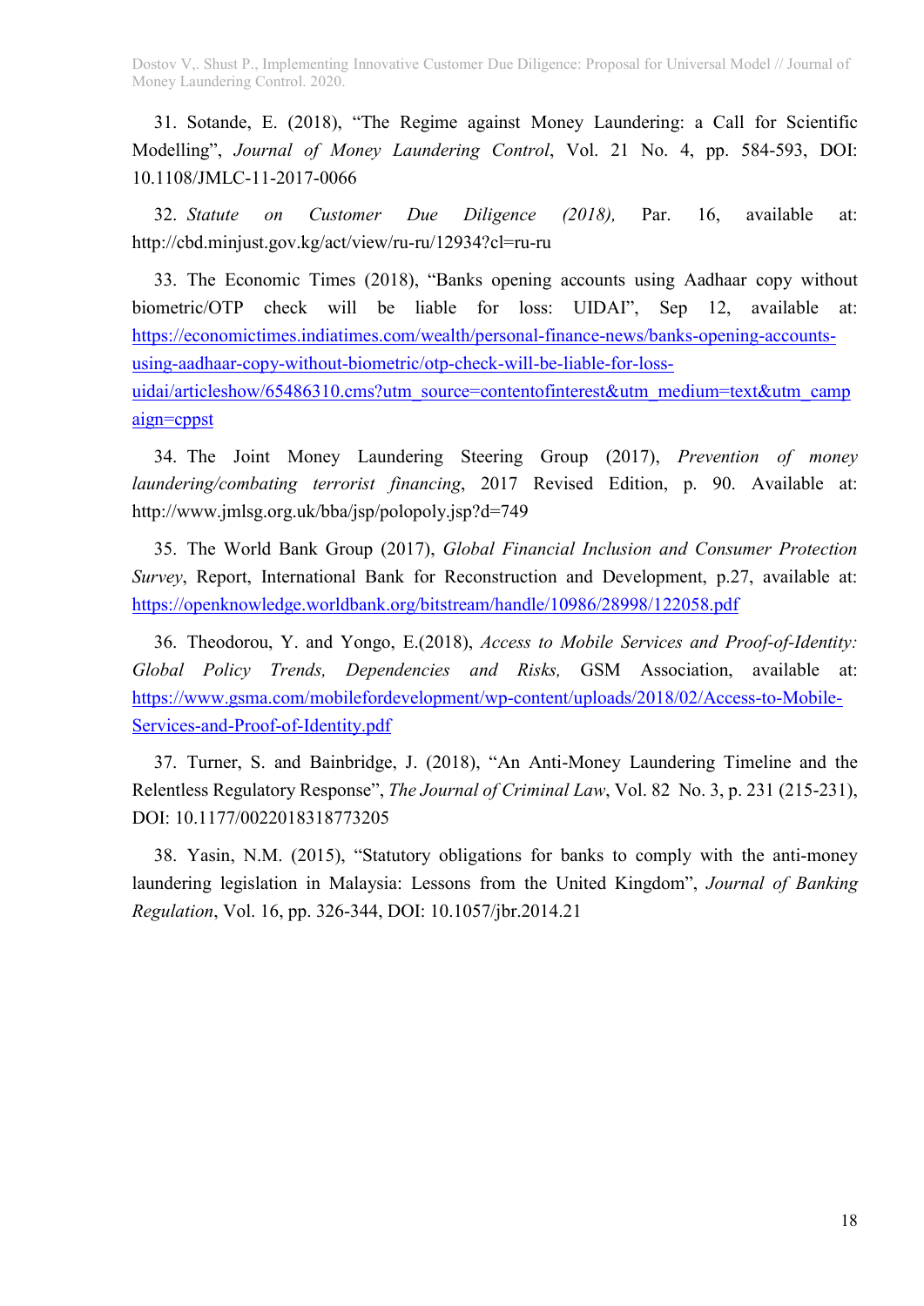31. Sotande, E. (2018), "The Regime against Money Laundering: a Call for Scientific Modelling", *Journal of Money Laundering Control*, Vol. 21 No. 4, pp. 584-593, DOI: 10.1108/JMLC-11-2017-0066

32. *Statute on Customer Due Diligence (2018),* Par. 16, available at: http://cbd.minjust.gov.kg/act/view/ru-ru/12934?cl=ru-ru

33. The Economic Times (2018), "Banks opening accounts using Aadhaar copy without biometric/OTP check will be liable for loss: UIDAI", Sep 12, available at: https://economictimes.indiatimes.com/wealth/personal-finance-news/banks-opening-accounts-using-aadhaar-copy-without-biometric/otp-check-will-be-liable-for-loss-uidai/articleshow/65486310.cms?utm_source=contentofinterest&utm_medium=text&utm_campaign=cppst

34. The Joint Money Laundering Steering Group (2017), *Prevention of money laundering/combating terrorist financing*, 2017 Revised Edition, p. 90. Available at: http://www.jmlsg.org.uk/bba/jsp/polopoly.jsp?d=749

35. The World Bank Group (2017), *Global Financial Inclusion and Consumer Protection Survey*, Report, International Bank for Reconstruction and Development, p.27, available at: https://openknowledge.worldbank.org/bitstream/handle/10986/28998/122058.pdf

36. Theodorou, Y. and Yongo, E.(2018), *Access to Mobile Services and Proof-of-Identity: Global Policy Trends, Dependencies and Risks,* GSM Association, available at: https://www.gsma.com/mobilefordevelopment/wp-content/uploads/2018/02/Access-to-Mobile-Services-and-Proof-of-Identity.pdf

37. Turner, S. and Bainbridge, J. (2018), "An Anti-Money Laundering Timeline and the Relentless Regulatory Response", *The Journal of Criminal Law*, Vol. 82 No. 3, p. 231 (215-231), DOI: 10.1177/0022018318773205

38. Yasin, N.M. (2015), "Statutory obligations for banks to comply with the anti-money laundering legislation in Malaysia: Lessons from the United Kingdom", *Journal of Banking Regulation*, Vol. 16, pp. 326-344, DOI: 10.1057/jbr.2014.21